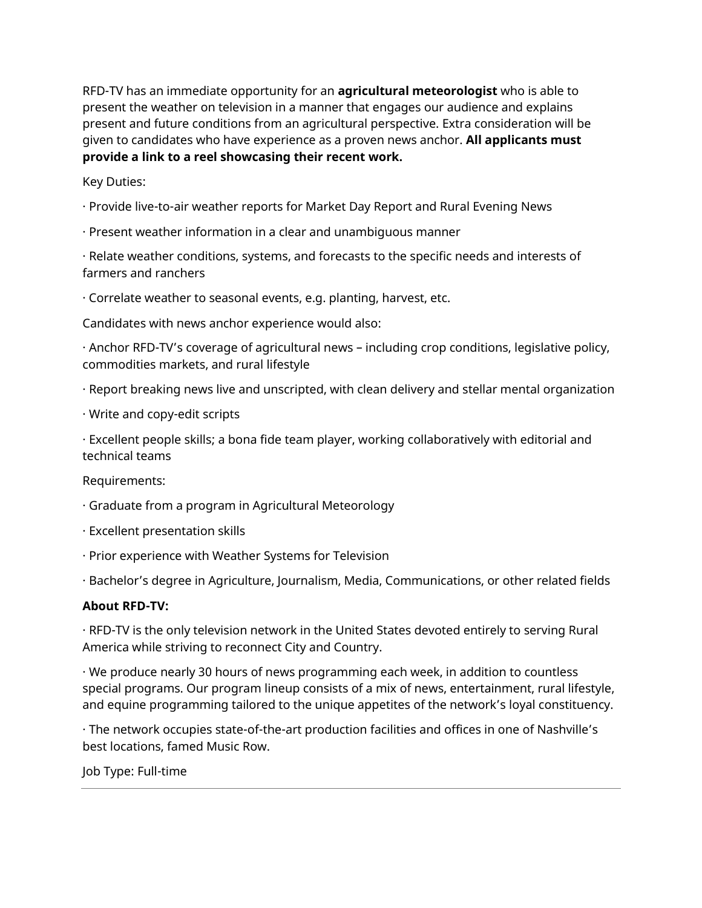RFD-TV has an immediate opportunity for an **agricultural meteorologist** who is able to present the weather on television in a manner that engages our audience and explains present and future conditions from an agricultural perspective. Extra consideration will be given to candidates who have experience as a proven news anchor. **All applicants must provide a link to a reel showcasing their recent work.**

Key Duties:

· Provide live-to-air weather reports for Market Day Report and Rural Evening News

· Present weather information in a clear and unambiguous manner

· Relate weather conditions, systems, and forecasts to the specific needs and interests of farmers and ranchers

· Correlate weather to seasonal events, e.g. planting, harvest, etc.

Candidates with news anchor experience would also:

· Anchor RFD-TV's coverage of agricultural news – including crop conditions, legislative policy, commodities markets, and rural lifestyle

· Report breaking news live and unscripted, with clean delivery and stellar mental organization

· Write and copy-edit scripts

· Excellent people skills; a bona fide team player, working collaboratively with editorial and technical teams

Requirements:

· Graduate from a program in Agricultural Meteorology

· Excellent presentation skills

· Prior experience with Weather Systems for Television

· Bachelor's degree in Agriculture, Journalism, Media, Communications, or other related fields

**About RFD-TV:**

· RFD-TV is the only television network in the United States devoted entirely to serving Rural America while striving to reconnect City and Country.

· We produce nearly 30 hours of news programming each week, in addition to countless special programs. Our program lineup consists of a mix of news, entertainment, rural lifestyle, and equine programming tailored to the unique appetites of the network's loyal constituency.

· The network occupies state-of-the-art production facilities and offices in one of Nashville's best locations, famed Music Row.

Job Type: Full-time

---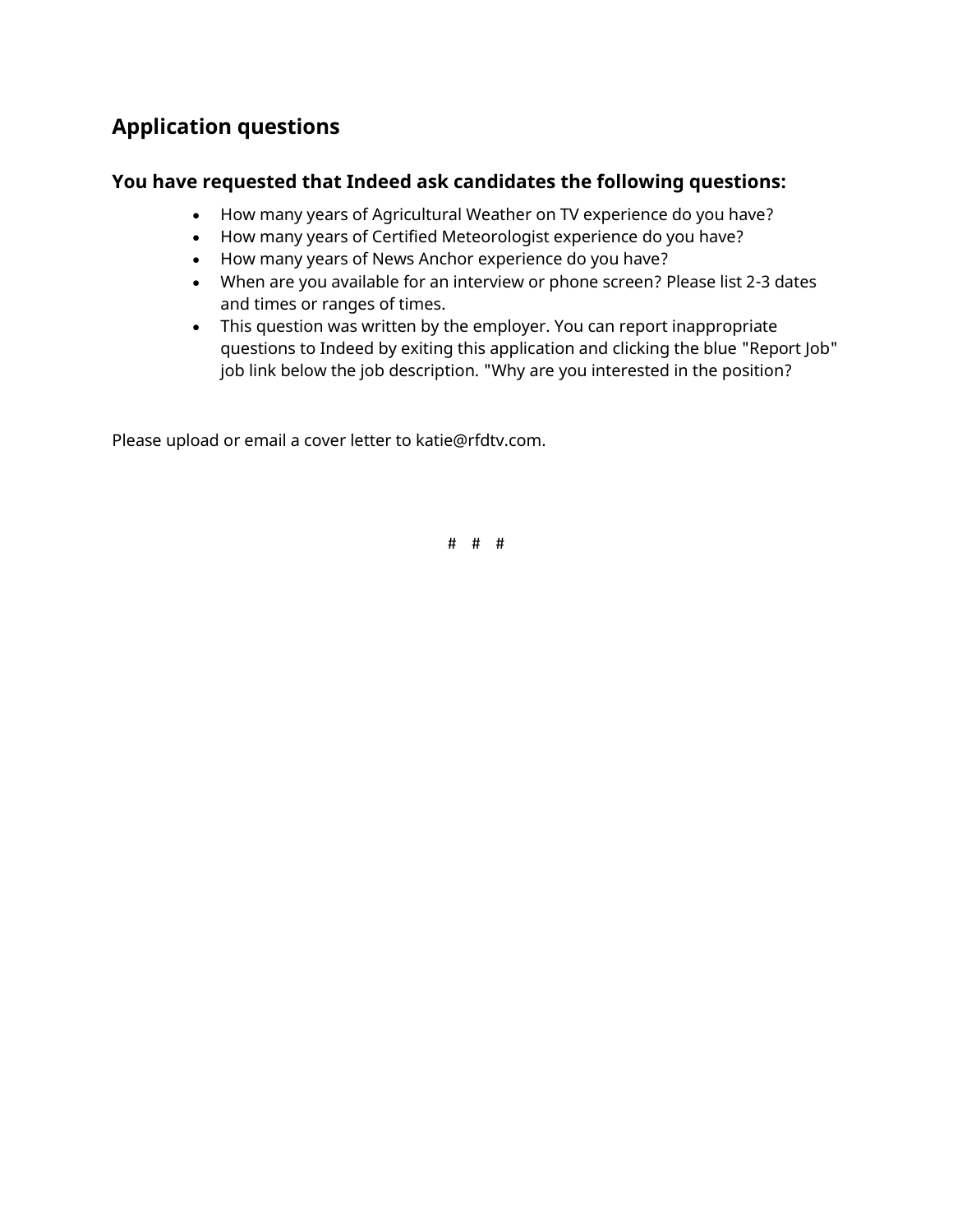## Application questions

### You have requested that Indeed ask candidates the following questions:

- How many years of Agricultural Weather on TV experience do you have?
- How many years of Certified Meteorologist experience do you have?
- How many years of News Anchor experience do you have?
- When are you available for an interview or phone screen? Please list 2-3 dates and times or ranges of times.
- This question was written by the employer. You can report inappropriate questions to Indeed by exiting this application and clicking the blue "Report Job" job link below the job description. "Why are you interested in the position?

Please upload or email a cover letter to katie@rfdtv.com.

# # #